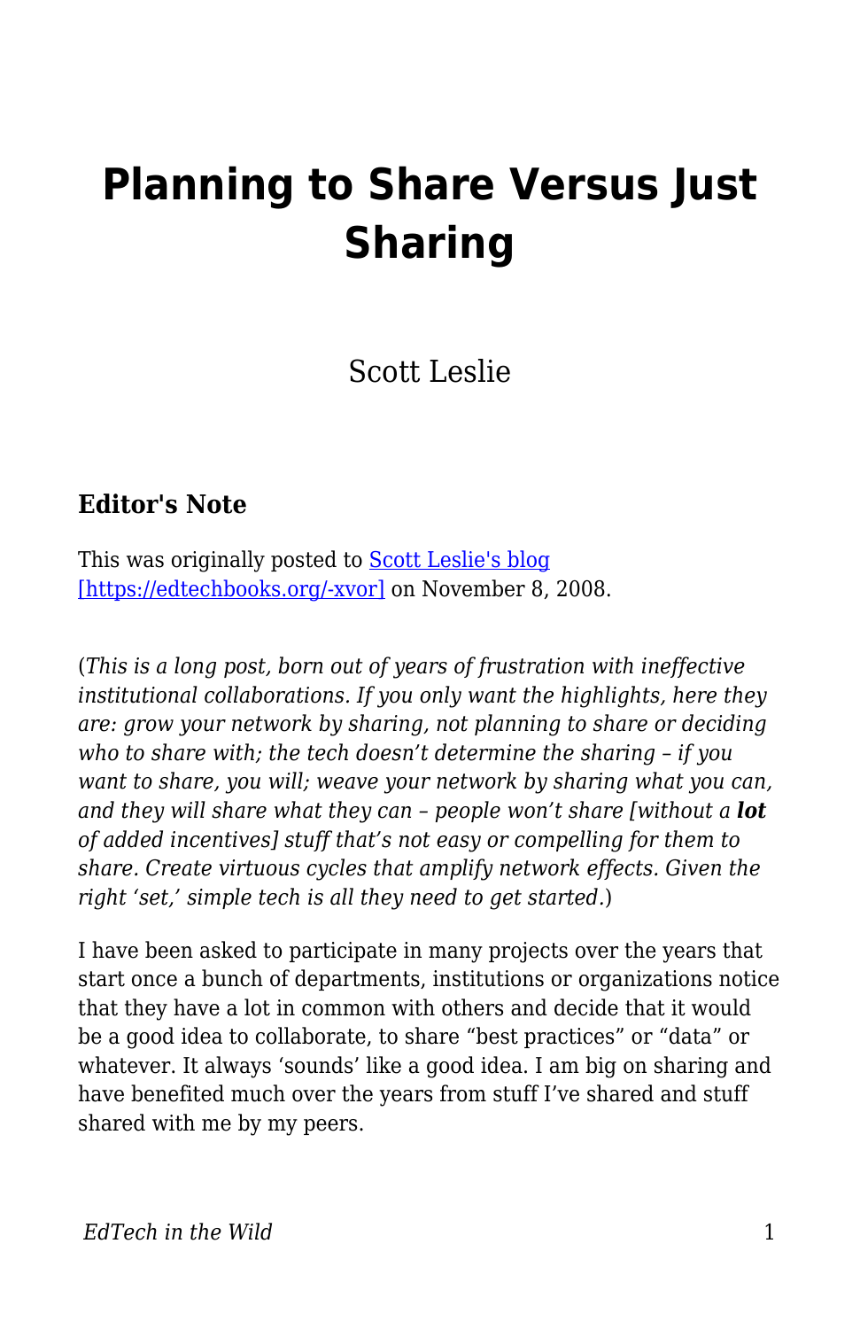# Planning to Share Versus Just Sharing

Scott Leslie

### Editor's Note

This was originally posted to [Scott Leslie's blog [https://edtechbooks.org/-xvor]](https://edtechbooks.org/-xvor) on November 8, 2008.

(*This is a long post, born out of years of frustration with ineffective institutional collaborations. If you only want the highlights, here they are: grow your network by sharing, not planning to share or deciding who to share with; the tech doesn't determine the sharing – if you want to share, you will; weave your network by sharing what you can, and they will share what they can – people won't share [without a **lot** of added incentives] stuff that's not easy or compelling for them to share. Create virtuous cycles that amplify network effects. Given the right 'set,' simple tech is all they need to get started.*)

I have been asked to participate in many projects over the years that start once a bunch of departments, institutions or organizations notice that they have a lot in common with others and decide that it would be a good idea to collaborate, to share "best practices" or "data" or whatever. It always 'sounds' like a good idea. I am big on sharing and have benefited much over the years from stuff I've shared and stuff shared with me by my peers.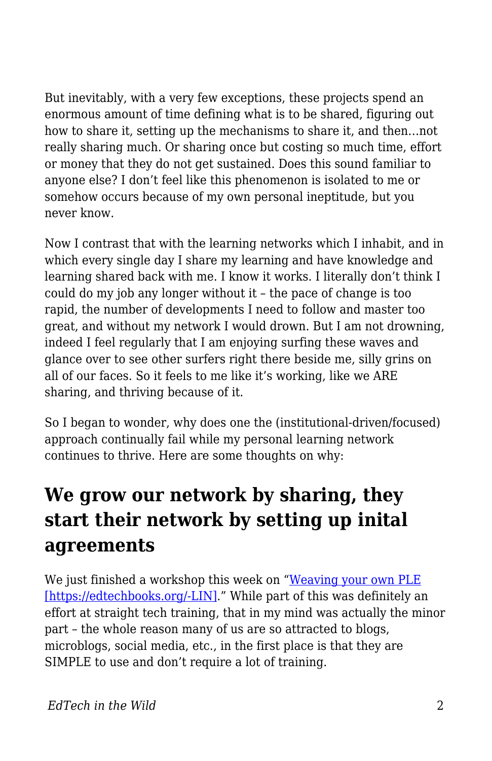But inevitably, with a very few exceptions, these projects spend an enormous amount of time defining what is to be shared, figuring out how to share it, setting up the mechanisms to share it, and then…not really sharing much. Or sharing once but costing so much time, effort or money that they do not get sustained. Does this sound familiar to anyone else? I don't feel like this phenomenon is isolated to me or somehow occurs because of my own personal ineptitude, but you never know.

Now I contrast that with the learning networks which I inhabit, and in which every single day I share my learning and have knowledge and learning shared back with me. I know it works. I literally don't think I could do my job any longer without it – the pace of change is too rapid, the number of developments I need to follow and master too great, and without my network I would drown. But I am not drowning, indeed I feel regularly that I am enjoying surfing these waves and glance over to see other surfers right there beside me, silly grins on all of our faces. So it feels to me like it's working, like we ARE sharing, and thriving because of it.

So I began to wonder, why does one the (institutional-driven/focused) approach continually fail while my personal learning network continues to thrive. Here are some thoughts on why:

## We grow our network by sharing, they start their network by setting up inital agreements

We just finished a workshop this week on "[Weaving your own PLE [https://edtechbooks.org/-LIN]](https://edtechbooks.org/-LIN)." While part of this was definitely an effort at straight tech training, that in my mind was actually the minor part – the whole reason many of us are so attracted to blogs, microblogs, social media, etc., in the first place is that they are SIMPLE to use and don't require a lot of training.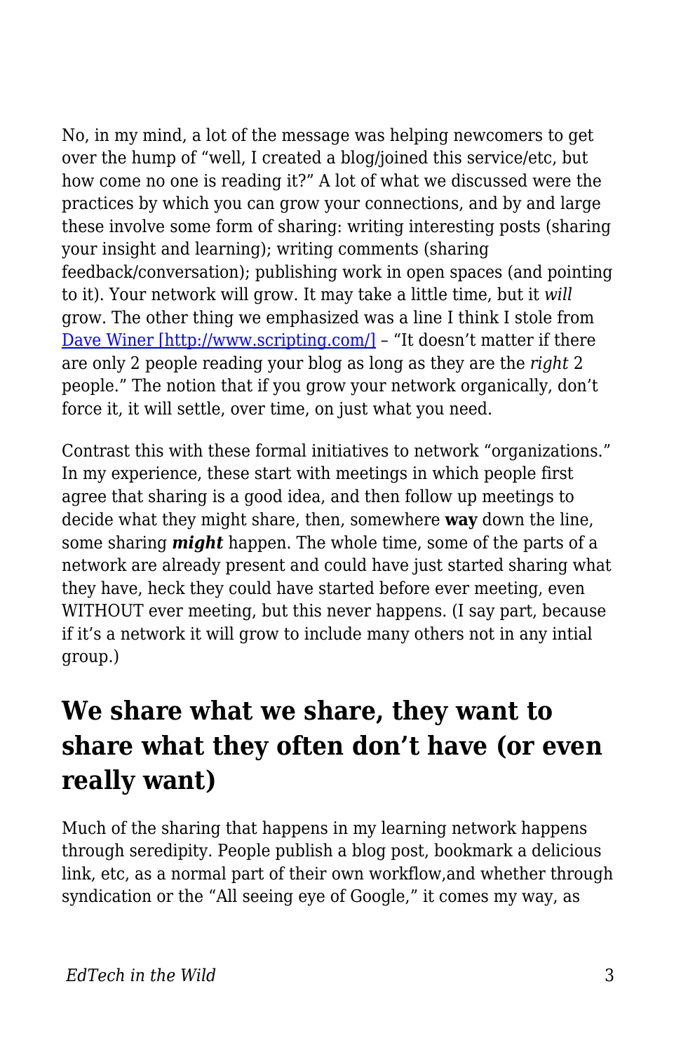No, in my mind, a lot of the message was helping newcomers to get over the hump of "well, I created a blog/joined this service/etc, but how come no one is reading it?" A lot of what we discussed were the practices by which you can grow your connections, and by and large these involve some form of sharing: writing interesting posts (sharing your insight and learning); writing comments (sharing feedback/conversation); publishing work in open spaces (and pointing to it). Your network will grow. It may take a little time, but it *will* grow. The other thing we emphasized was a line I think I stole from [Dave Winer [http://www.scripting.com/]](http://www.scripting.com/) – "It doesn't matter if there are only 2 people reading your blog as long as they are the *right* 2 people." The notion that if you grow your network organically, don't force it, it will settle, over time, on just what you need.

Contrast this with these formal initiatives to network "organizations." In my experience, these start with meetings in which people first agree that sharing is a good idea, and then follow up meetings to decide what they might share, then, somewhere **way** down the line, some sharing ***might*** happen. The whole time, some of the parts of a network are already present and could have just started sharing what they have, heck they could have started before ever meeting, even WITHOUT ever meeting, but this never happens. (I say part, because if it's a network it will grow to include many others not in any intial group.)

## We share what we share, they want to share what they often don't have (or even really want)

Much of the sharing that happens in my learning network happens through seredipity. People publish a blog post, bookmark a delicious link, etc, as a normal part of their own workflow,and whether through syndication or the "All seeing eye of Google," it comes my way, as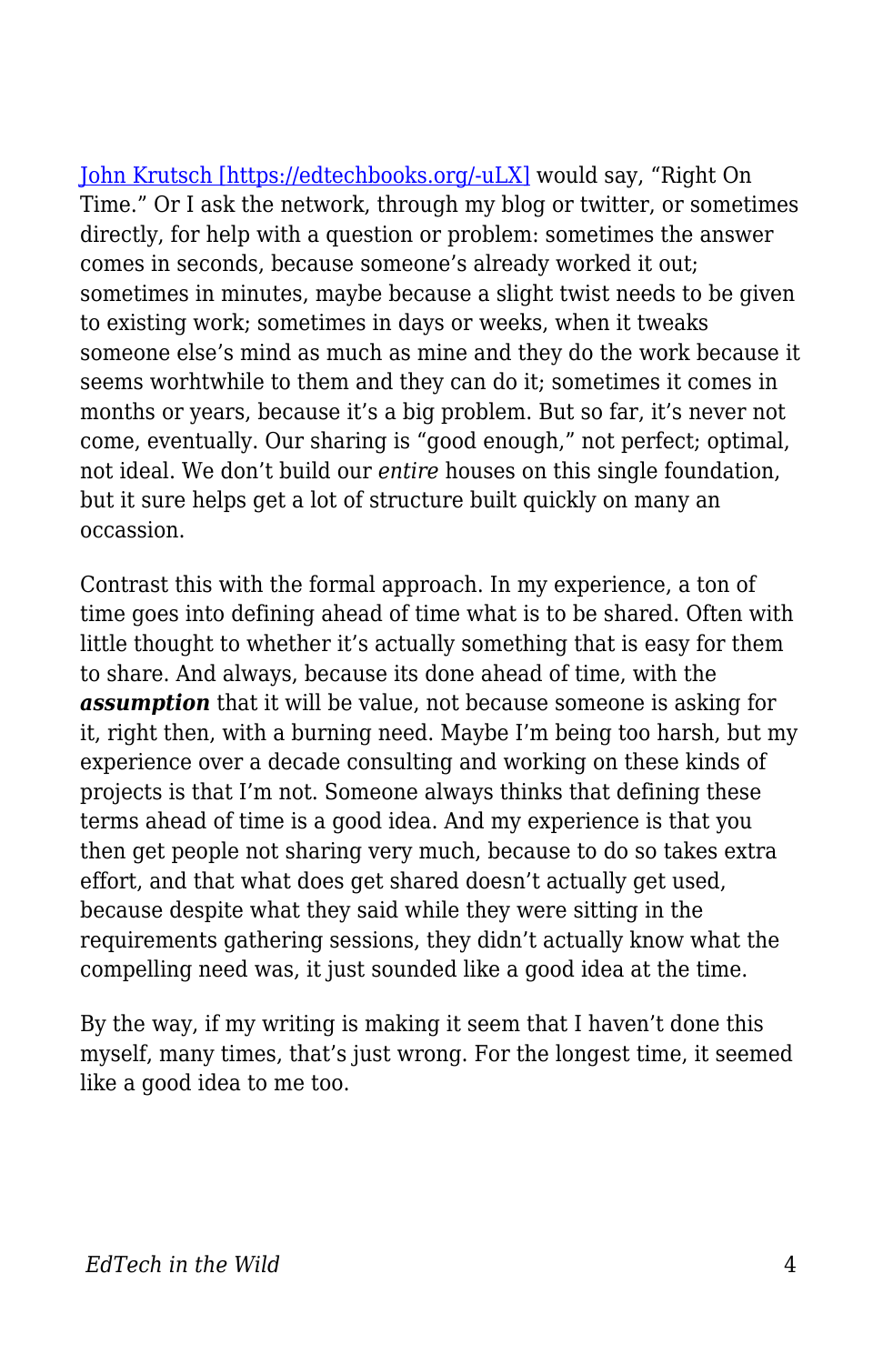[John Krutsch [https://edtechbooks.org/-uLX]](https://edtechbooks.org/-uLX) would say, “Right On Time.” Or I ask the network, through my blog or twitter, or sometimes directly, for help with a question or problem: sometimes the answer comes in seconds, because someone’s already worked it out; sometimes in minutes, maybe because a slight twist needs to be given to existing work; sometimes in days or weeks, when it tweaks someone else’s mind as much as mine and they do the work because it seems worhtwhile to them and they can do it; sometimes it comes in months or years, because it’s a big problem. But so far, it’s never not come, eventually. Our sharing is “good enough,” not perfect; optimal, not ideal. We don’t build our *entire* houses on this single foundation, but it sure helps get a lot of structure built quickly on many an occassion.

Contrast this with the formal approach. In my experience, a ton of time goes into defining ahead of time what is to be shared. Often with little thought to whether it’s actually something that is easy for them to share. And always, because its done ahead of time, with the ***assumption*** that it will be value, not because someone is asking for it, right then, with a burning need. Maybe I’m being too harsh, but my experience over a decade consulting and working on these kinds of projects is that I’m not. Someone always thinks that defining these terms ahead of time is a good idea. And my experience is that you then get people not sharing very much, because to do so takes extra effort, and that what does get shared doesn’t actually get used, because despite what they said while they were sitting in the requirements gathering sessions, they didn’t actually know what the compelling need was, it just sounded like a good idea at the time.

By the way, if my writing is making it seem that I haven’t done this myself, many times, that’s just wrong. For the longest time, it seemed like a good idea to me too.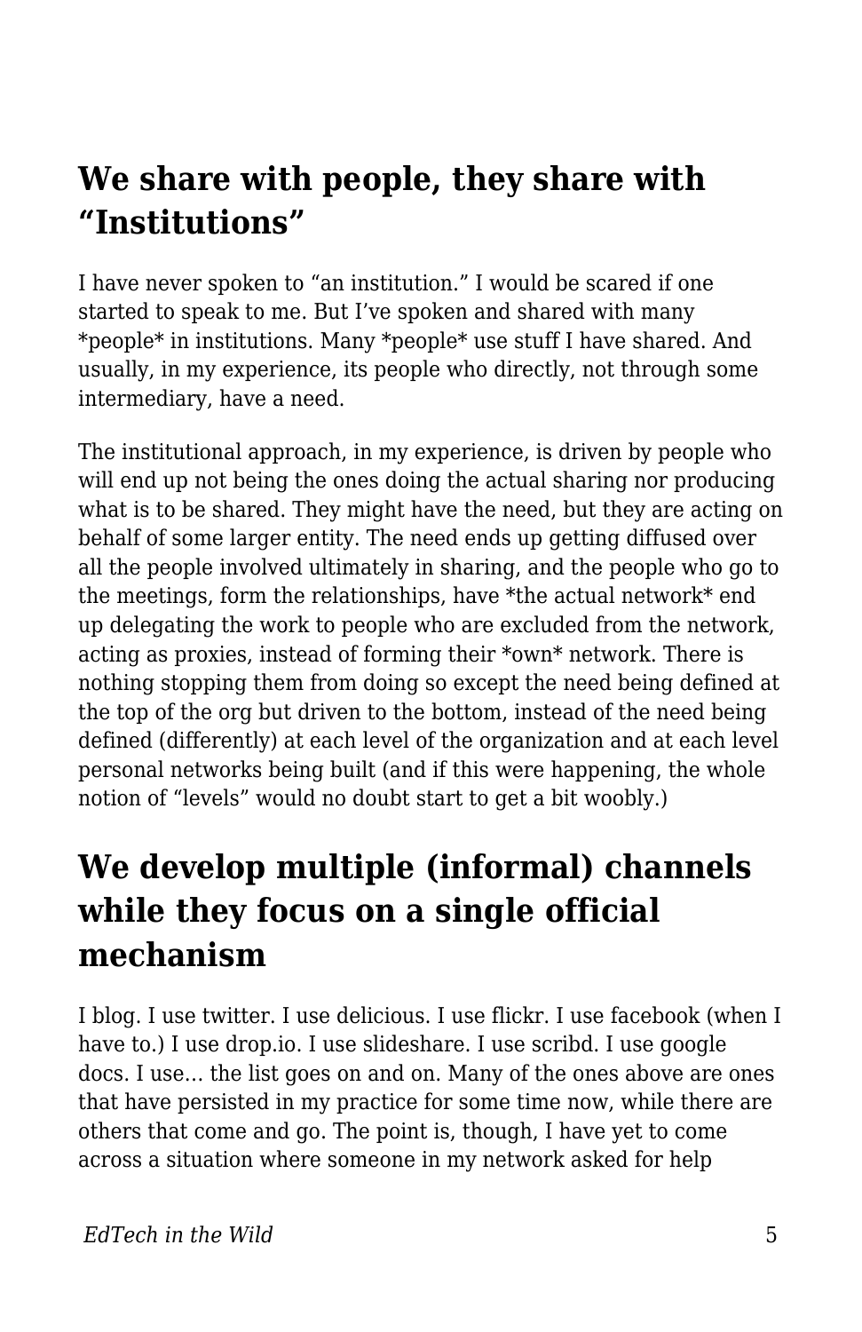## We share with people, they share with "Institutions"

I have never spoken to "an institution." I would be scared if one started to speak to me. But I've spoken and shared with many *people* in institutions. Many *people* use stuff I have shared. And usually, in my experience, its people who directly, not through some intermediary, have a need.

The institutional approach, in my experience, is driven by people who will end up not being the ones doing the actual sharing nor producing what is to be shared. They might have the need, but they are acting on behalf of some larger entity. The need ends up getting diffused over all the people involved ultimately in sharing, and the people who go to the meetings, form the relationships, have *the actual network* end up delegating the work to people who are excluded from the network, acting as proxies, instead of forming their *own* network. There is nothing stopping them from doing so except the need being defined at the top of the org but driven to the bottom, instead of the need being defined (differently) at each level of the organization and at each level personal networks being built (and if this were happening, the whole notion of "levels" would no doubt start to get a bit woobly.)

## We develop multiple (informal) channels while they focus on a single official mechanism

I blog. I use twitter. I use delicious. I use flickr. I use facebook (when I have to.) I use drop.io. I use slideshare. I use scribd. I use google docs. I use… the list goes on and on. Many of the ones above are ones that have persisted in my practice for some time now, while there are others that come and go. The point is, though, I have yet to come across a situation where someone in my network asked for help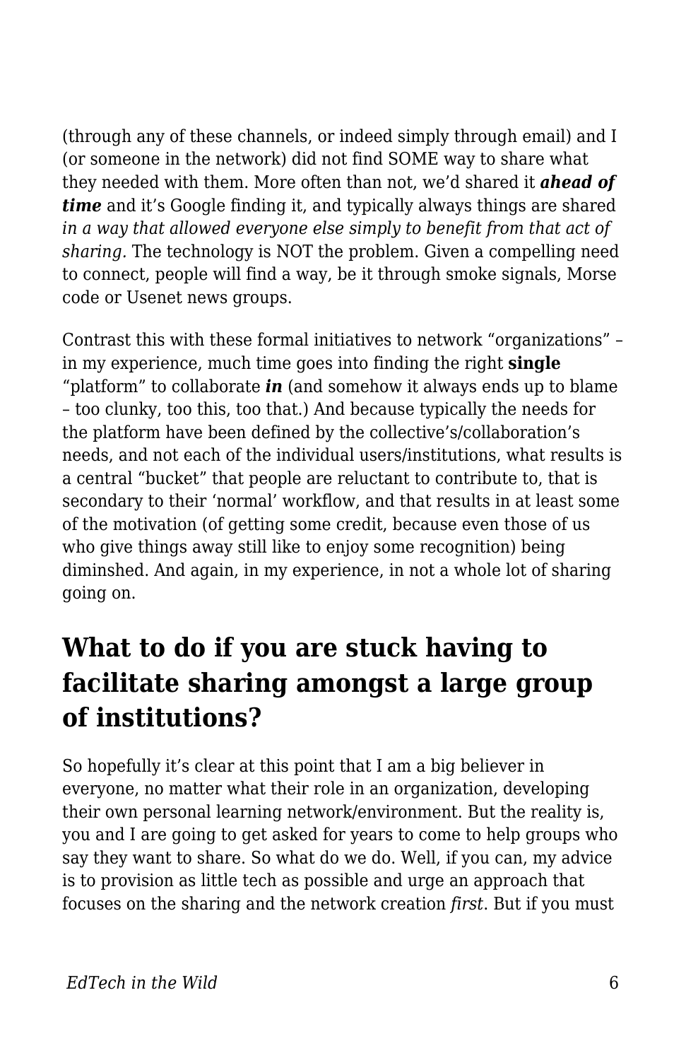(through any of these channels, or indeed simply through email) and I (or someone in the network) did not find SOME way to share what they needed with them. More often than not, we'd shared it ***ahead of time*** and it's Google finding it, and typically always things are shared *in a way that allowed everyone else simply to benefit from that act of sharing.* The technology is NOT the problem. Given a compelling need to connect, people will find a way, be it through smoke signals, Morse code or Usenet news groups.

Contrast this with these formal initiatives to network "organizations" – in my experience, much time goes into finding the right **single** "platform" to collaborate ***in*** (and somehow it always ends up to blame – too clunky, too this, too that.) And because typically the needs for the platform have been defined by the collective's/collaboration's needs, and not each of the individual users/institutions, what results is a central "bucket" that people are reluctant to contribute to, that is secondary to their 'normal' workflow, and that results in at least some of the motivation (of getting some credit, because even those of us who give things away still like to enjoy some recognition) being diminshed. And again, in my experience, in not a whole lot of sharing going on.

## What to do if you are stuck having to facilitate sharing amongst a large group of institutions?

So hopefully it's clear at this point that I am a big believer in everyone, no matter what their role in an organization, developing their own personal learning network/environment. But the reality is, you and I are going to get asked for years to come to help groups who say they want to share. So what do we do. Well, if you can, my advice is to provision as little tech as possible and urge an approach that focuses on the sharing and the network creation *first*. But if you must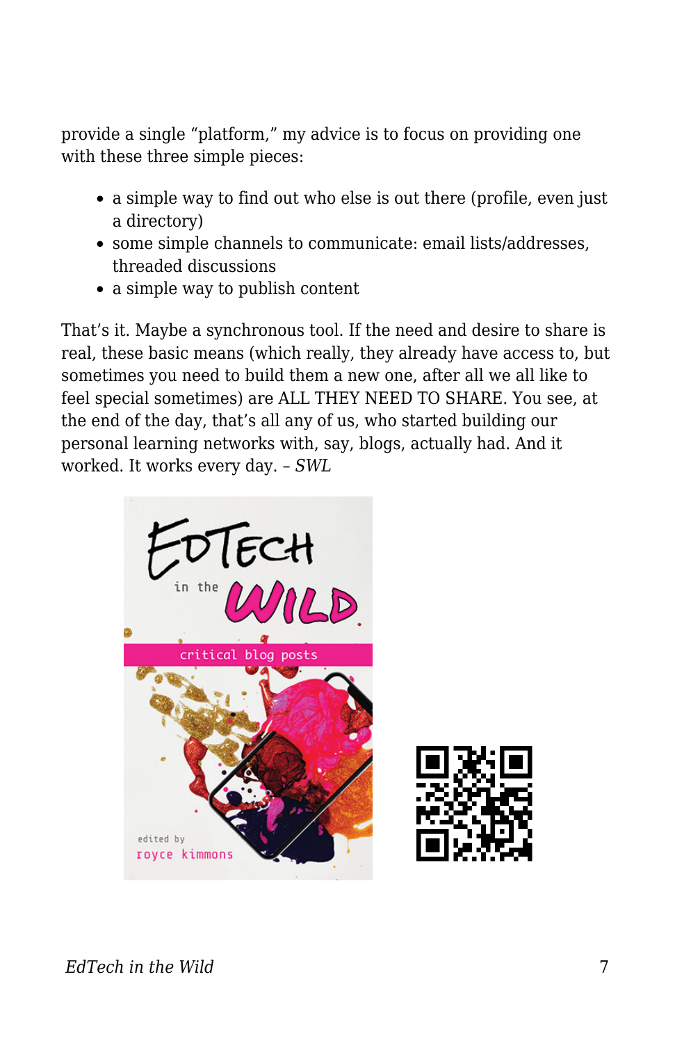provide a single "platform," my advice is to focus on providing one with these three simple pieces:

- a simple way to find out who else is out there (profile, even just a directory)
- some simple channels to communicate: email lists/addresses, threaded discussions
- a simple way to publish content

That's it. Maybe a synchronous tool. If the need and desire to share is real, these basic means (which really, they already have access to, but sometimes you need to build them a new one, after all we all like to feel special sometimes) are ALL THEY NEED TO SHARE. You see, at the end of the day, that's all any of us, who started building our personal learning networks with, say, blogs, actually had. And it worked. It works every day. – *SWL*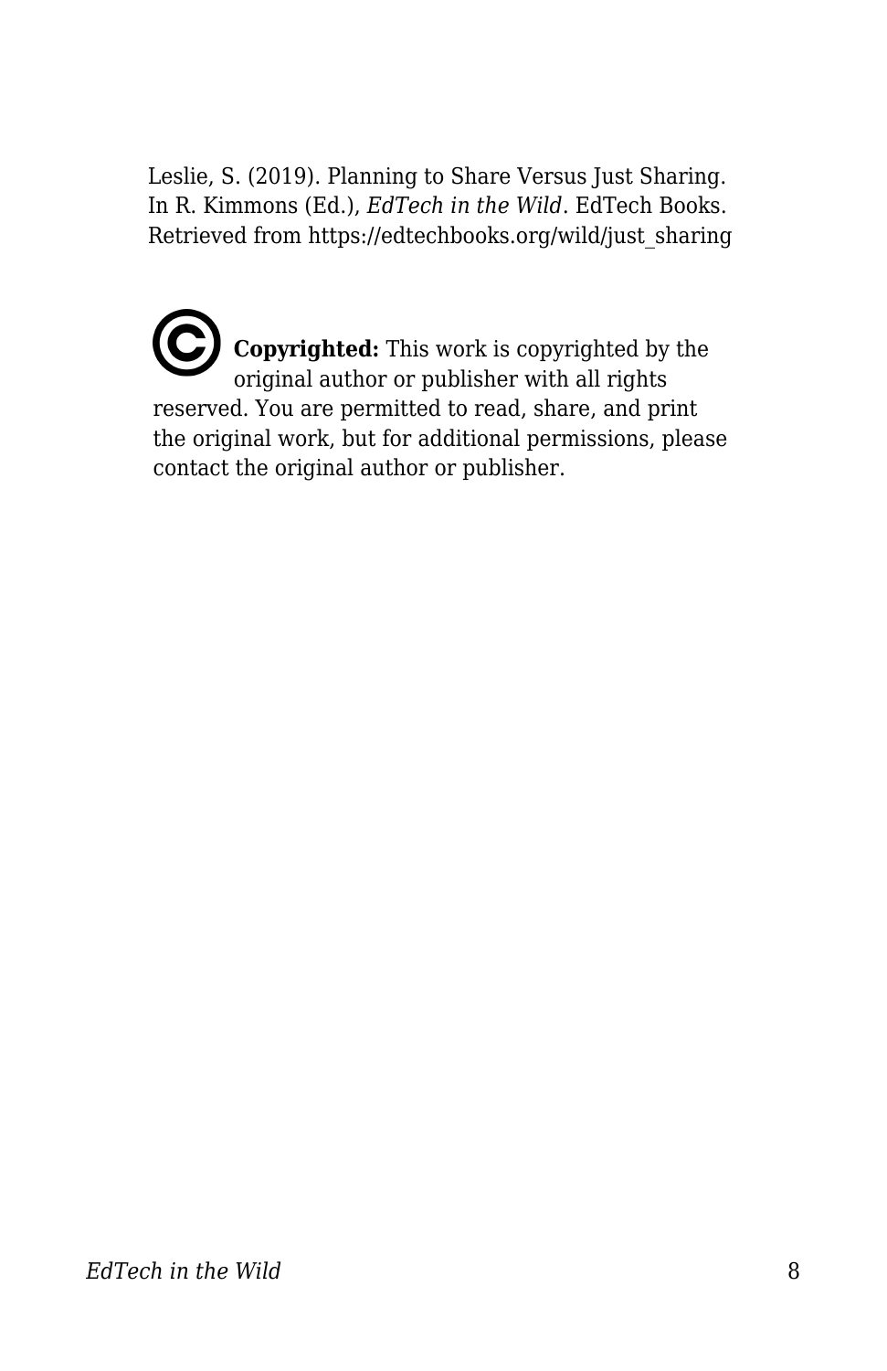Leslie, S. (2019). Planning to Share Versus Just Sharing. In R. Kimmons (Ed.), *EdTech in the Wild*. EdTech Books. Retrieved from https://edtechbooks.org/wild/just_sharing

**Copyrighted:** This work is copyrighted by the original author or publisher with all rights reserved. You are permitted to read, share, and print the original work, but for additional permissions, please contact the original author or publisher.